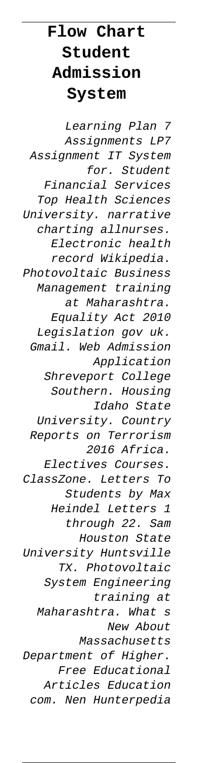# Flow Chart Student Admission System

*Learning Plan 7 Assignments LP7 Assignment IT System for. Student Financial Services Top Health Sciences University. narrative charting allnurses. Electronic health record Wikipedia. Photovoltaic Business Management training at Maharashtra. Equality Act 2010 Legislation gov uk. Gmail. Web Admission Application Shreveport College Southern. Housing Idaho State University. Country Reports on Terrorism 2016 Africa. Electives Courses. ClassZone. Letters To Students by Max Heindel Letters 1 through 22. Sam Houston State University Huntsville TX. Photovoltaic System Engineering training at Maharashtra. What s New About Massachusetts Department of Higher. Free Educational Articles Education com. Nen Hunterpedia*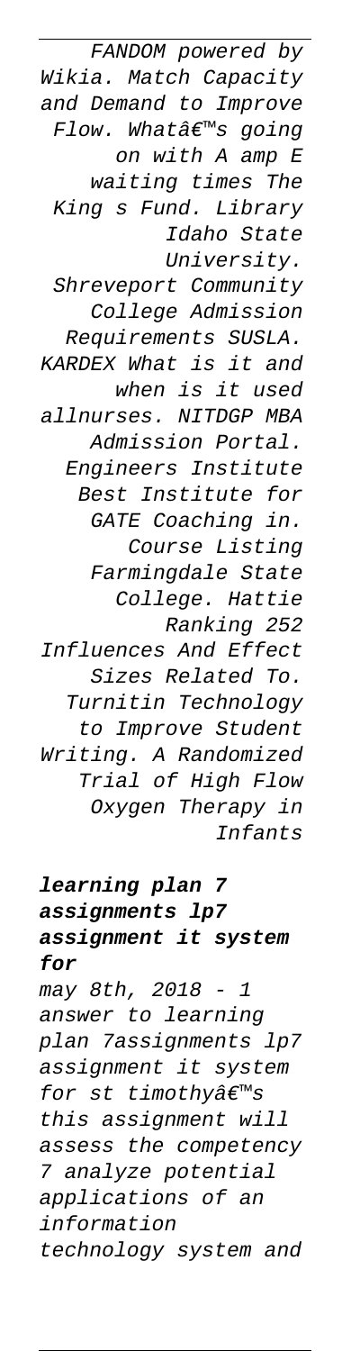FANDOM powered by Wikia. Match Capacity and Demand to Improve Flow. Whatâ€™s going on with A amp E waiting times The King s Fund. Library Idaho State University. Shreveport Community College Admission Requirements SUSLA. KARDEX What is it and when is it used allnurses. NITDGP MBA Admission Portal. Engineers Institute Best Institute for GATE Coaching in. Course Listing Farmingdale State College. Hattie Ranking 252 Influences And Effect Sizes Related To. Turnitin Technology to Improve Student Writing. A Randomized Trial of High Flow Oxygen Therapy in Infants

**learning plan 7 assignments lp7 assignment it system for**

*may 8th, 2018 - 1 answer to learning plan 7assignments lp7 assignment it system for st timothyâ€™s this assignment will assess the competency 7 analyze potential applications of an information technology system and*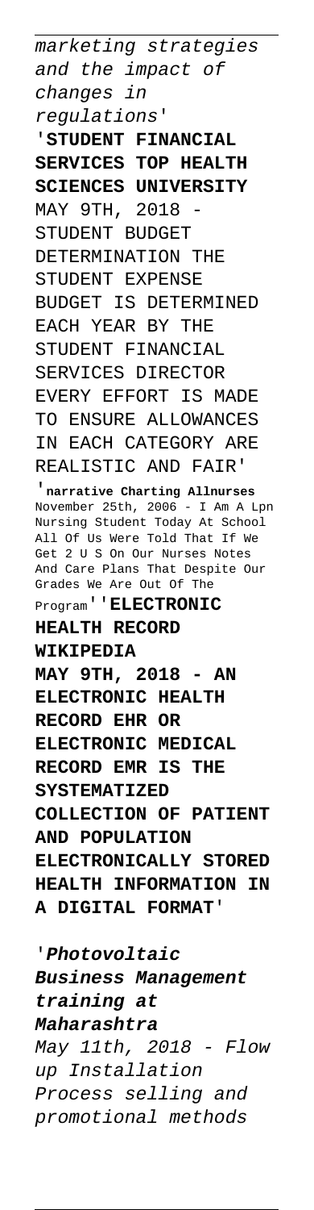*marketing strategies and the impact of changes in regulations'*

'**STUDENT FINANCIAL SERVICES TOP HEALTH SCIENCES UNIVERSITY**

MAY 9TH, 2018 - STUDENT BUDGET DETERMINATION THE STUDENT EXPENSE BUDGET IS DETERMINED EACH YEAR BY THE STUDENT FINANCIAL SERVICES DIRECTOR EVERY EFFORT IS MADE TO ENSURE ALLOWANCES IN EACH CATEGORY ARE REALISTIC AND FAIR'

'**narrative Charting Allnurses**

November 25th, 2006 - I Am A Lpn Nursing Student Today At School All Of Us Were Told That If We Get 2 U S On Our Nurses Notes And Care Plans That Despite Our Grades We Are Out Of The Program''**ELECTRONIC HEALTH RECORD WIKIPEDIA**

**MAY 9TH, 2018 - AN ELECTRONIC HEALTH RECORD EHR OR ELECTRONIC MEDICAL RECORD EMR IS THE SYSTEMATIZED COLLECTION OF PATIENT AND POPULATION ELECTRONICALLY STORED HEALTH INFORMATION IN A DIGITAL FORMAT**'

'***Photovoltaic Business Management training at Maharashtra***

*May 11th, 2018 - Flow up Installation Process selling and promotional methods*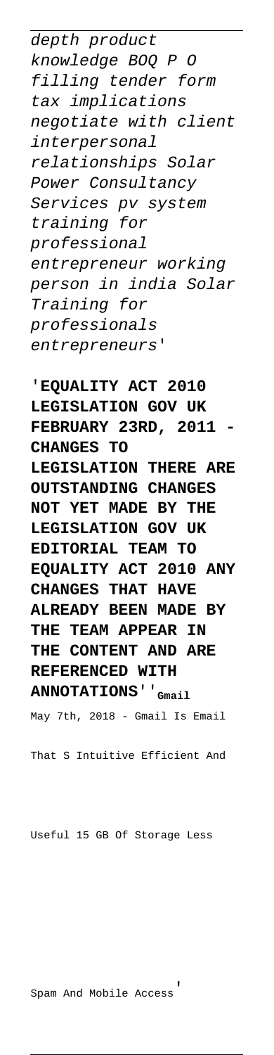*depth product knowledge BOQ P O filling tender form tax implications negotiate with client interpersonal relationships Solar Power Consultancy Services pv system training for professional entrepreneur working person in india Solar Training for professionals entrepreneurs'*

'**EQUALITY ACT 2010 LEGISLATION GOV UK FEBRUARY 23RD, 2011 - CHANGES TO LEGISLATION THERE ARE OUTSTANDING CHANGES NOT YET MADE BY THE LEGISLATION GOV UK EDITORIAL TEAM TO EQUALITY ACT 2010 ANY CHANGES THAT HAVE ALREADY BEEN MADE BY THE TEAM APPEAR IN THE CONTENT AND ARE REFERENCED WITH ANNOTATIONS**''**Gmail**

May 7th, 2018 - Gmail Is Email That S Intuitive Efficient And Useful 15 GB Of Storage Less Spam And Mobile Access'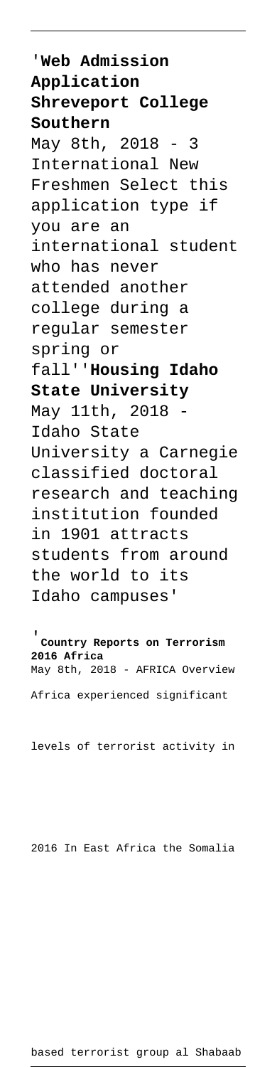'**Web Admission Application Shreveport College Southern**
May 8th, 2018 - 3 International New Freshmen Select this application type if you are an international student who has never attended another college during a regular semester spring or fall''**Housing Idaho State University**
May 11th, 2018 - Idaho State University a Carnegie classified doctoral research and teaching institution founded in 1901 attracts students from around the world to its Idaho campuses'

'**Country Reports on Terrorism 2016 Africa**
May 8th, 2018 - AFRICA Overview Africa experienced significant levels of terrorist activity in 2016 In East Africa the Somalia based terrorist group al Shabaab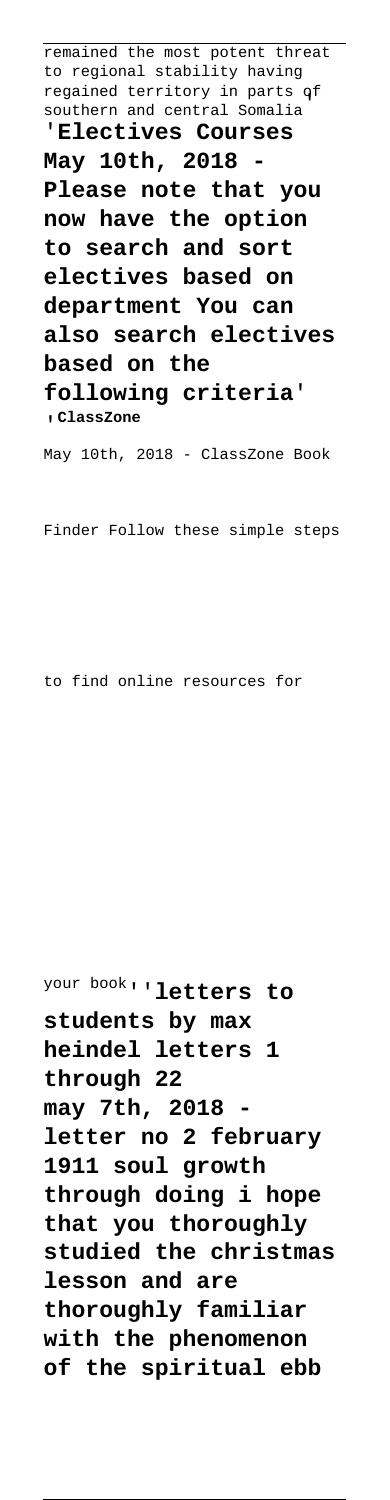remained the most potent threat to regional stability having regained territory in parts of southern and central Somalia

**'Electives Courses May 10th, 2018 - Please note that you now have the option to search and sort electives based on department You can also search electives based on the following criteria'**

**'ClassZone**

May 10th, 2018 - ClassZone Book Finder Follow these simple steps to find online resources for your book''

**'letters to students by max heindel letters 1 through 22 may 7th, 2018 - letter no 2 february 1911 soul growth through doing i hope that you thoroughly studied the christmas lesson and are thoroughly familiar with the phenomenon of the spiritual ebb**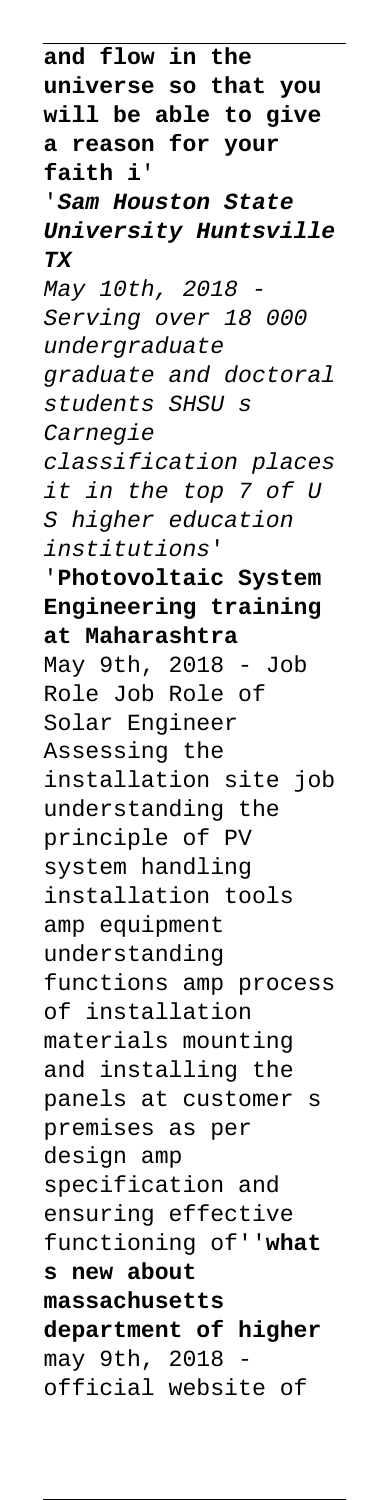**and flow in the universe so that you will be able to give a reason for your faith i**'

'***Sam Houston State University Huntsville TX***

*May 10th, 2018 - Serving over 18 000 undergraduate graduate and doctoral students SHSU s Carnegie classification places it in the top 7 of U S higher education institutions*'

'**Photovoltaic System Engineering training at Maharashtra**

May 9th, 2018 - Job Role Job Role of Solar Engineer Assessing the installation site job understanding the principle of PV system handling installation tools amp equipment understanding functions amp process of installation materials mounting and installing the panels at customer s premises as per design amp specification and ensuring effective functioning of''**what s new about massachusetts department of higher**

may 9th, 2018 - official website of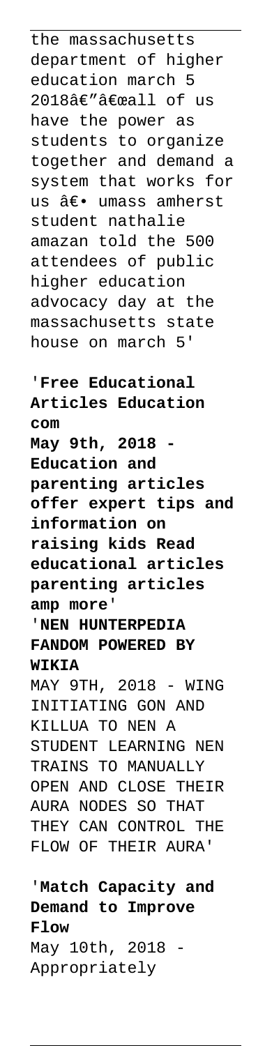the massachusetts department of higher education march 5 2018â€"â€œall of us have the power as students to organize together and demand a system that works for us â€• umass amherst student nathalie amazan told the 500 attendees of public higher education advocacy day at the massachusetts state house on march 5'

'**Free Educational Articles Education com**
**May 9th, 2018 - Education and parenting articles offer expert tips and information on raising kids Read educational articles parenting articles amp more**'

'**NEN HUNTERPEDIA FANDOM POWERED BY WIKIA**
MAY 9TH, 2018 - WING INITIATING GON AND KILLUA TO NEN A STUDENT LEARNING NEN TRAINS TO MANUALLY OPEN AND CLOSE THEIR AURA NODES SO THAT THEY CAN CONTROL THE FLOW OF THEIR AURA'

'**Match Capacity and Demand to Improve Flow**
May 10th, 2018 - Appropriately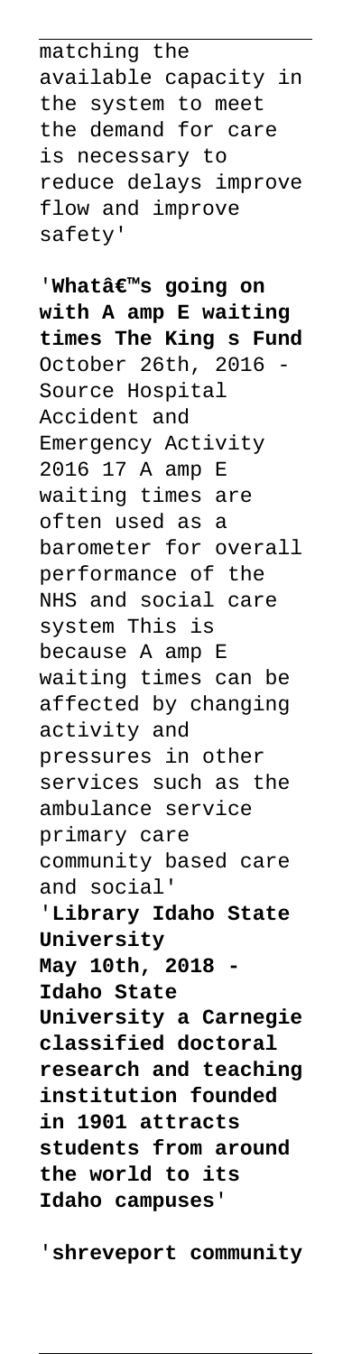matching the available capacity in the system to meet the demand for care is necessary to reduce delays improve flow and improve safety'

'**Whatâ€™s going on with A amp E waiting times The King s Fund**
October 26th, 2016 - Source Hospital Accident and Emergency Activity 2016 17 A amp E waiting times are often used as a barometer for overall performance of the NHS and social care system This is because A amp E waiting times can be affected by changing activity and pressures in other services such as the ambulance service primary care community based care and social'

'**Library Idaho State University**
**May 10th, 2018 - Idaho State University a Carnegie classified doctoral research and teaching institution founded in 1901 attracts students from around the world to its Idaho campuses**'

'**shreveport community**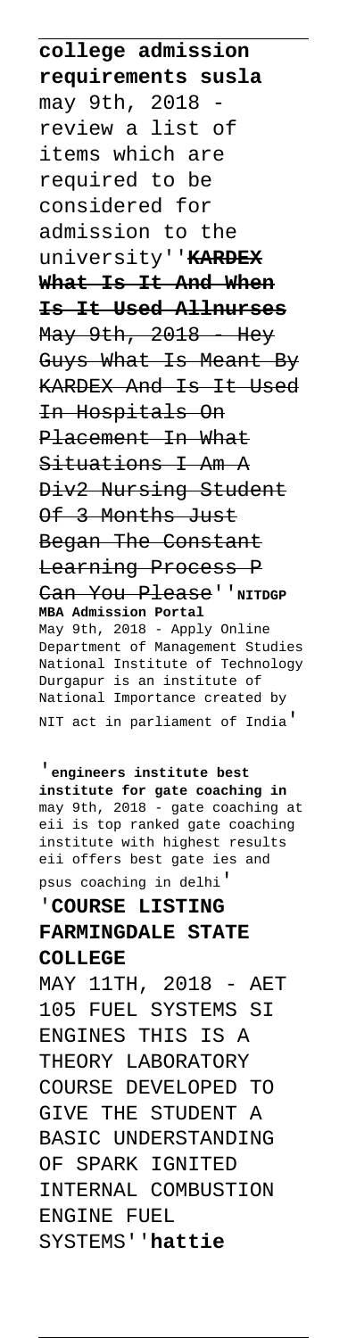**college admission requirements susla** may 9th, 2018 - review a list of items which are required to be considered for admission to the university''**KARDEX What Is It And When Is It Used Allnurses** May 9th, 2018 - Hey Guys What Is Meant By KARDEX And Is It Used In Hospitals On Placement In What Situations I Am A Div2 Nursing Student Of 3 Months Just Began The Constant Learning Process P Can You Please''**NITDGP MBA Admission Portal**
May 9th, 2018 - Apply Online Department of Management Studies National Institute of Technology Durgapur is an institute of National Importance created by NIT act in parliament of India'

'**engineers institute best institute for gate coaching in** may 9th, 2018 - gate coaching at eii is top ranked gate coaching institute with highest results eii offers best gate ies and psus coaching in delhi'

'**COURSE LISTING FARMINGDALE STATE COLLEGE**

MAY 11TH, 2018 - AET 105 FUEL SYSTEMS SI ENGINES THIS IS A THEORY LABORATORY COURSE DEVELOPED TO GIVE THE STUDENT A BASIC UNDERSTANDING OF SPARK IGNITED INTERNAL COMBUSTION ENGINE FUEL SYSTEMS''**hattie**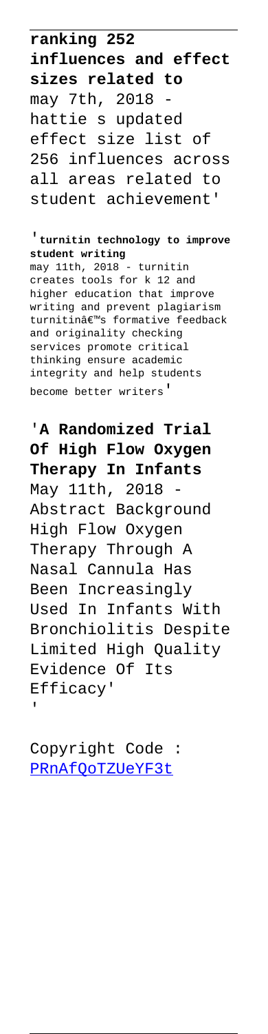**ranking 252 influences and effect sizes related to** may 7th, 2018 - hattie s updated effect size list of 256 influences across all areas related to student achievement'

'**turnitin technology to improve student writing**
may 11th, 2018 - turnitin creates tools for k 12 and higher education that improve writing and prevent plagiarism turnitinâ€™s formative feedback and originality checking services promote critical thinking ensure academic integrity and help students become better writers'

'**A Randomized Trial Of High Flow Oxygen Therapy In Infants**
May 11th, 2018 - Abstract Background High Flow Oxygen Therapy Through A Nasal Cannula Has Been Increasingly Used In Infants With Bronchiolitis Despite Limited High Quality Evidence Of Its Efficacy'
'

Copyright Code : PRnAfQoTZUeYF3t